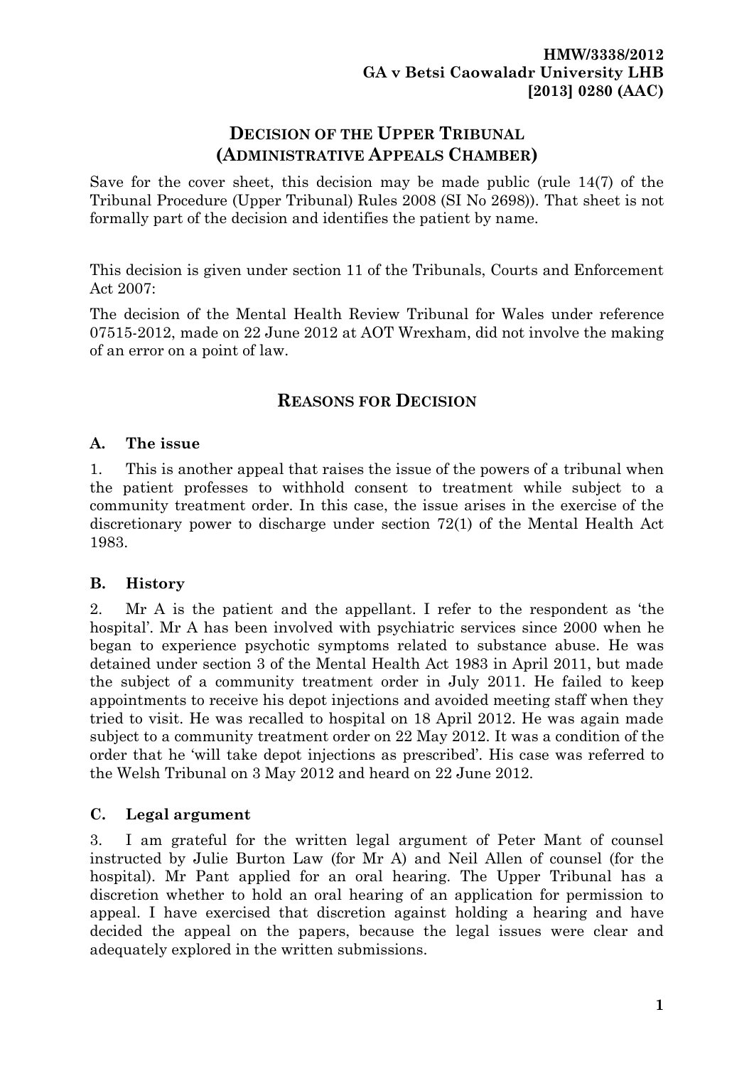**HMW/3338/2012**
**GA v Betsi Caowaladr University LHB**
**[2013] 0280 (AAC)**

# DECISION OF THE UPPER TRIBUNAL (ADMINISTRATIVE APPEALS CHAMBER)

Save for the cover sheet, this decision may be made public (rule 14(7) of the Tribunal Procedure (Upper Tribunal) Rules 2008 (SI No 2698)). That sheet is not formally part of the decision and identifies the patient by name.

This decision is given under section 11 of the Tribunals, Courts and Enforcement Act 2007:

The decision of the Mental Health Review Tribunal for Wales under reference 07515-2012, made on 22 June 2012 at AOT Wrexham, did not involve the making of an error on a point of law.

## REASONS FOR DECISION

### A. The issue

1. This is another appeal that raises the issue of the powers of a tribunal when the patient professes to withhold consent to treatment while subject to a community treatment order. In this case, the issue arises in the exercise of the discretionary power to discharge under section 72(1) of the Mental Health Act 1983.

### B. History

2. Mr A is the patient and the appellant. I refer to the respondent as 'the hospital'. Mr A has been involved with psychiatric services since 2000 when he began to experience psychotic symptoms related to substance abuse. He was detained under section 3 of the Mental Health Act 1983 in April 2011, but made the subject of a community treatment order in July 2011. He failed to keep appointments to receive his depot injections and avoided meeting staff when they tried to visit. He was recalled to hospital on 18 April 2012. He was again made subject to a community treatment order on 22 May 2012. It was a condition of the order that he 'will take depot injections as prescribed'. His case was referred to the Welsh Tribunal on 3 May 2012 and heard on 22 June 2012.

### C. Legal argument

3. I am grateful for the written legal argument of Peter Mant of counsel instructed by Julie Burton Law (for Mr A) and Neil Allen of counsel (for the hospital). Mr Pant applied for an oral hearing. The Upper Tribunal has a discretion whether to hold an oral hearing of an application for permission to appeal. I have exercised that discretion against holding a hearing and have decided the appeal on the papers, because the legal issues were clear and adequately explored in the written submissions.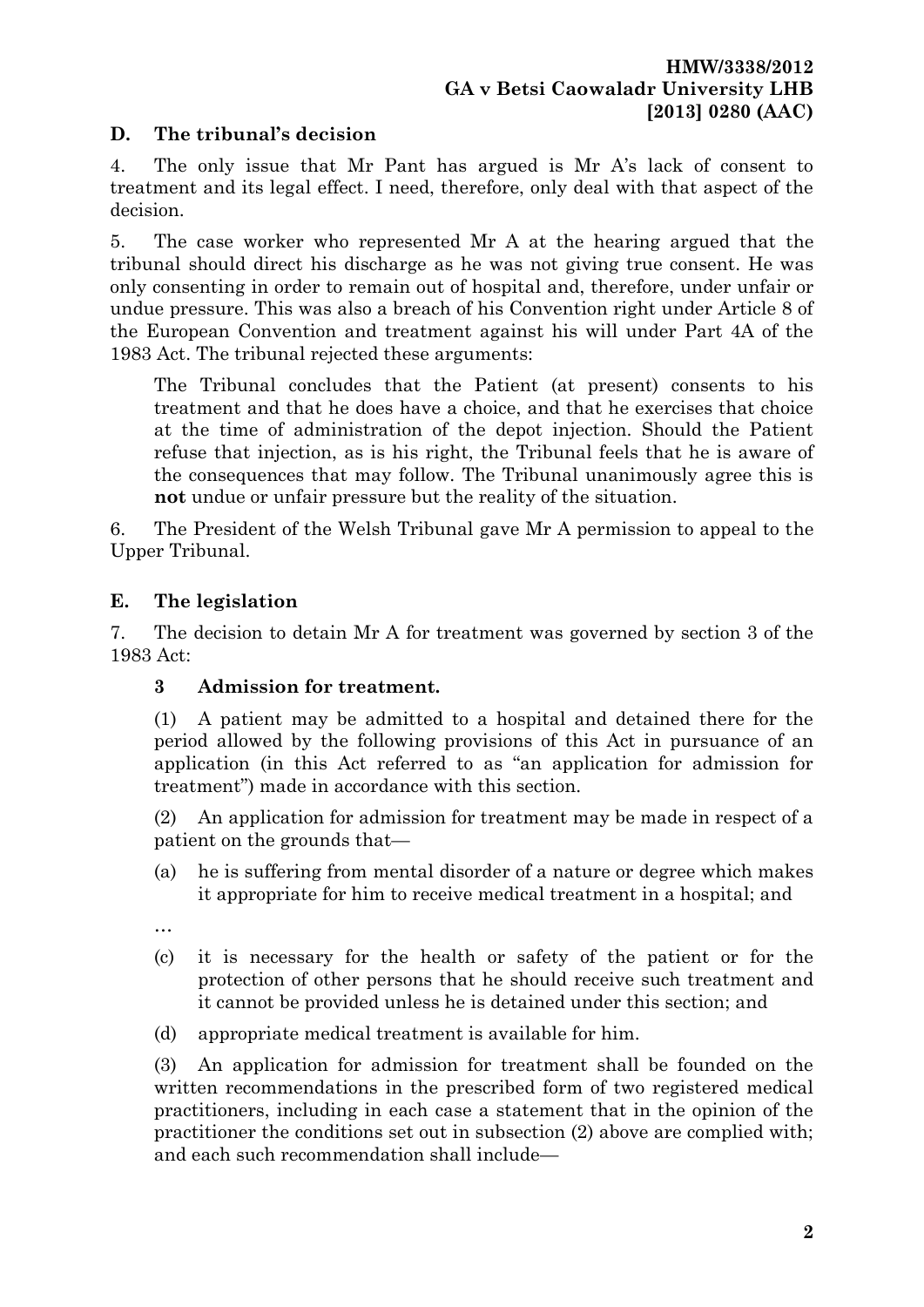## D. The tribunal's decision

4. The only issue that Mr Pant has argued is Mr A's lack of consent to treatment and its legal effect. I need, therefore, only deal with that aspect of the decision.

5. The case worker who represented Mr A at the hearing argued that the tribunal should direct his discharge as he was not giving true consent. He was only consenting in order to remain out of hospital and, therefore, under unfair or undue pressure. This was also a breach of his Convention right under Article 8 of the European Convention and treatment against his will under Part 4A of the 1983 Act. The tribunal rejected these arguments:

> The Tribunal concludes that the Patient (at present) consents to his treatment and that he does have a choice, and that he exercises that choice at the time of administration of the depot injection. Should the Patient refuse that injection, as is his right, the Tribunal feels that he is aware of the consequences that may follow. The Tribunal unanimously agree this is **not** undue or unfair pressure but the reality of the situation.

6. The President of the Welsh Tribunal gave Mr A permission to appeal to the Upper Tribunal.

## E. The legislation

7. The decision to detain Mr A for treatment was governed by section 3 of the 1983 Act:

> **3 Admission for treatment.**
>
> (1) A patient may be admitted to a hospital and detained there for the period allowed by the following provisions of this Act in pursuance of an application (in this Act referred to as "an application for admission for treatment") made in accordance with this section.
>
> (2) An application for admission for treatment may be made in respect of a patient on the grounds that—
>
> (a) he is suffering from mental disorder of a nature or degree which makes it appropriate for him to receive medical treatment in a hospital; and
>
> …
>
> (c) it is necessary for the health or safety of the patient or for the protection of other persons that he should receive such treatment and it cannot be provided unless he is detained under this section; and
>
> (d) appropriate medical treatment is available for him.
>
> (3) An application for admission for treatment shall be founded on the written recommendations in the prescribed form of two registered medical practitioners, including in each case a statement that in the opinion of the practitioner the conditions set out in subsection (2) above are complied with; and each such recommendation shall include—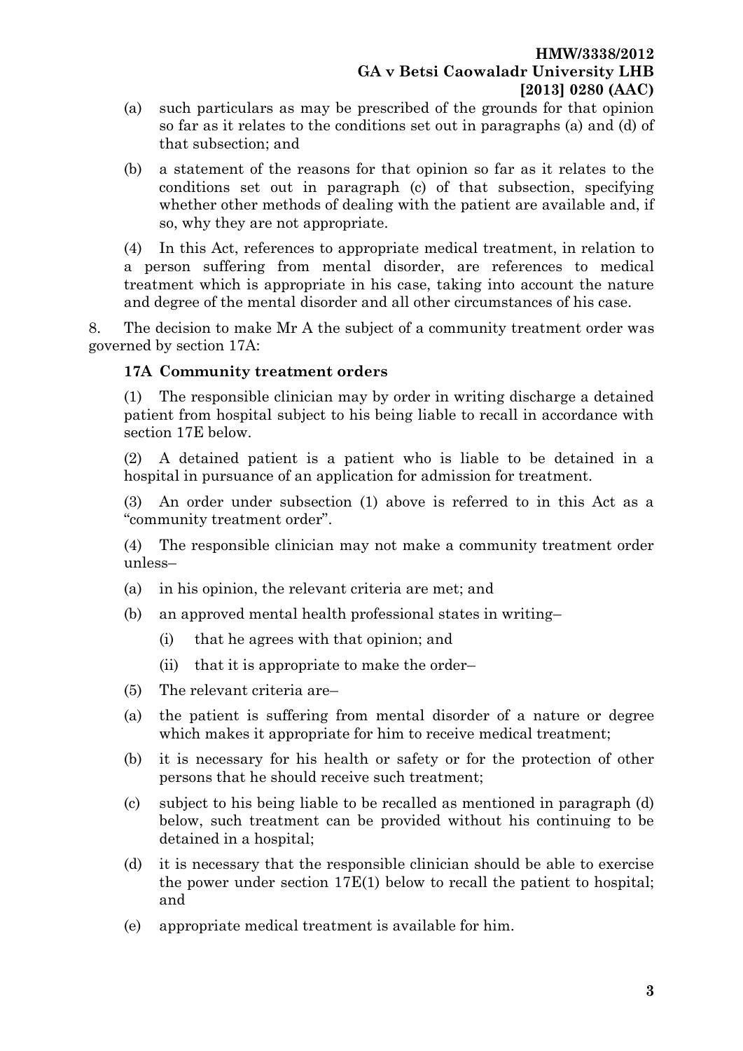(a) such particulars as may be prescribed of the grounds for that opinion so far as it relates to the conditions set out in paragraphs (a) and (d) of that subsection; and

(b) a statement of the reasons for that opinion so far as it relates to the conditions set out in paragraph (c) of that subsection, specifying whether other methods of dealing with the patient are available and, if so, why they are not appropriate.

(4) In this Act, references to appropriate medical treatment, in relation to a person suffering from mental disorder, are references to medical treatment which is appropriate in his case, taking into account the nature and degree of the mental disorder and all other circumstances of his case.

8. The decision to make Mr A the subject of a community treatment order was governed by section 17A:

**17A Community treatment orders**

(1) The responsible clinician may by order in writing discharge a detained patient from hospital subject to his being liable to recall in accordance with section 17E below.

(2) A detained patient is a patient who is liable to be detained in a hospital in pursuance of an application for admission for treatment.

(3) An order under subsection (1) above is referred to in this Act as a "community treatment order".

(4) The responsible clinician may not make a community treatment order unless–

(a) in his opinion, the relevant criteria are met; and

(b) an approved mental health professional states in writing–

  (i) that he agrees with that opinion; and

  (ii) that it is appropriate to make the order–

(5) The relevant criteria are–

(a) the patient is suffering from mental disorder of a nature or degree which makes it appropriate for him to receive medical treatment;

(b) it is necessary for his health or safety or for the protection of other persons that he should receive such treatment;

(c) subject to his being liable to be recalled as mentioned in paragraph (d) below, such treatment can be provided without his continuing to be detained in a hospital;

(d) it is necessary that the responsible clinician should be able to exercise the power under section 17E(1) below to recall the patient to hospital; and

(e) appropriate medical treatment is available for him.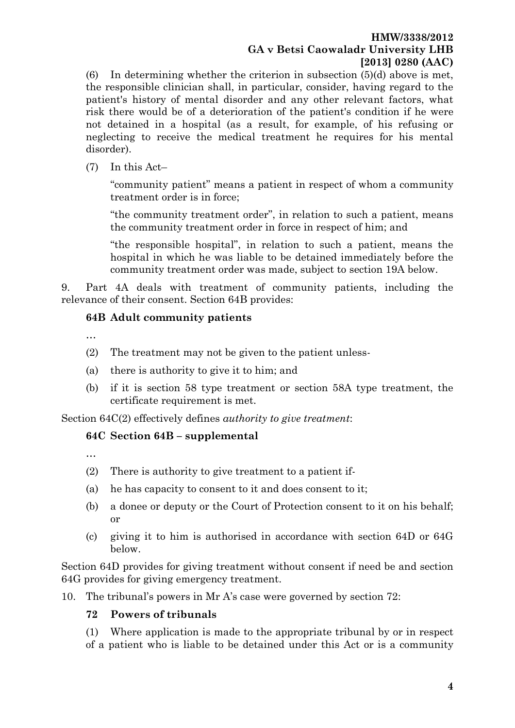(6) In determining whether the criterion in subsection (5)(d) above is met, the responsible clinician shall, in particular, consider, having regard to the patient's history of mental disorder and any other relevant factors, what risk there would be of a deterioration of the patient's condition if he were not detained in a hospital (as a result, for example, of his refusing or neglecting to receive the medical treatment he requires for his mental disorder).

(7) In this Act–

"community patient" means a patient in respect of whom a community treatment order is in force;

"the community treatment order", in relation to such a patient, means the community treatment order in force in respect of him; and

"the responsible hospital", in relation to such a patient, means the hospital in which he was liable to be detained immediately before the community treatment order was made, subject to section 19A below.

9. Part 4A deals with treatment of community patients, including the relevance of their consent. Section 64B provides:

**64B Adult community patients**

…

(2) The treatment may not be given to the patient unless-

(a) there is authority to give it to him; and

(b) if it is section 58 type treatment or section 58A type treatment, the certificate requirement is met.

Section 64C(2) effectively defines *authority to give treatment*:

**64C Section 64B – supplemental**

…

(2) There is authority to give treatment to a patient if-

(a) he has capacity to consent to it and does consent to it;

(b) a donee or deputy or the Court of Protection consent to it on his behalf; or

(c) giving it to him is authorised in accordance with section 64D or 64G below.

Section 64D provides for giving treatment without consent if need be and section 64G provides for giving emergency treatment.

10. The tribunal's powers in Mr A's case were governed by section 72:

**72 Powers of tribunals**

(1) Where application is made to the appropriate tribunal by or in respect of a patient who is liable to be detained under this Act or is a community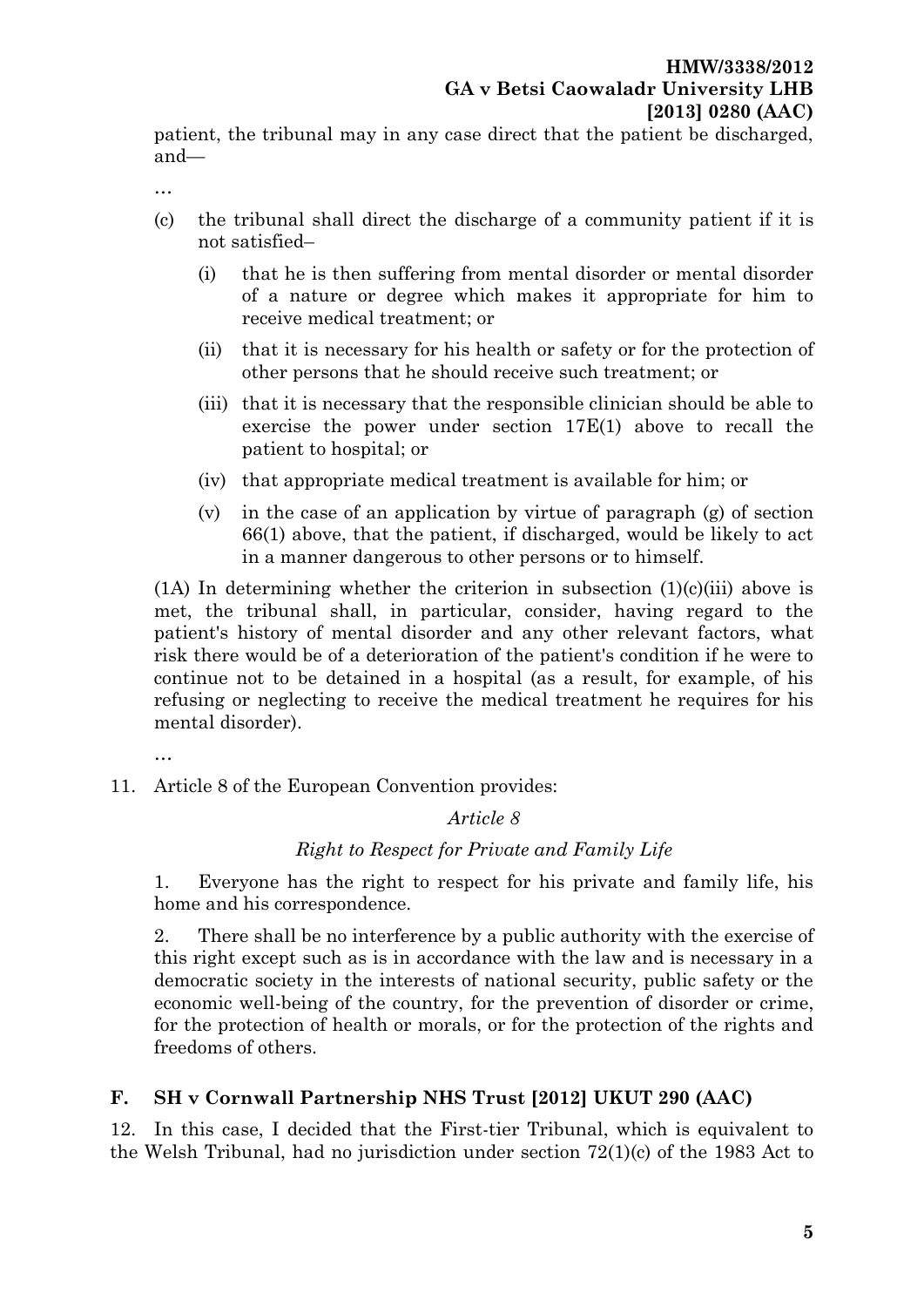patient, the tribunal may in any case direct that the patient be discharged, and—

…

(c) the tribunal shall direct the discharge of a community patient if it is not satisfied–

   (i) that he is then suffering from mental disorder or mental disorder of a nature or degree which makes it appropriate for him to receive medical treatment; or

   (ii) that it is necessary for his health or safety or for the protection of other persons that he should receive such treatment; or

   (iii) that it is necessary that the responsible clinician should be able to exercise the power under section 17E(1) above to recall the patient to hospital; or

   (iv) that appropriate medical treatment is available for him; or

   (v) in the case of an application by virtue of paragraph (g) of section 66(1) above, that the patient, if discharged, would be likely to act in a manner dangerous to other persons or to himself.

(1A) In determining whether the criterion in subsection (1)(c)(iii) above is met, the tribunal shall, in particular, consider, having regard to the patient's history of mental disorder and any other relevant factors, what risk there would be of a deterioration of the patient's condition if he were to continue not to be detained in a hospital (as a result, for example, of his refusing or neglecting to receive the medical treatment he requires for his mental disorder).

…

11. Article 8 of the European Convention provides:

*Article 8*

*Right to Respect for Private and Family Life*

1. Everyone has the right to respect for his private and family life, his home and his correspondence.

2. There shall be no interference by a public authority with the exercise of this right except such as is in accordance with the law and is necessary in a democratic society in the interests of national security, public safety or the economic well-being of the country, for the prevention of disorder or crime, for the protection of health or morals, or for the protection of the rights and freedoms of others.

## F. SH v Cornwall Partnership NHS Trust [2012] UKUT 290 (AAC)

12. In this case, I decided that the First-tier Tribunal, which is equivalent to the Welsh Tribunal, had no jurisdiction under section 72(1)(c) of the 1983 Act to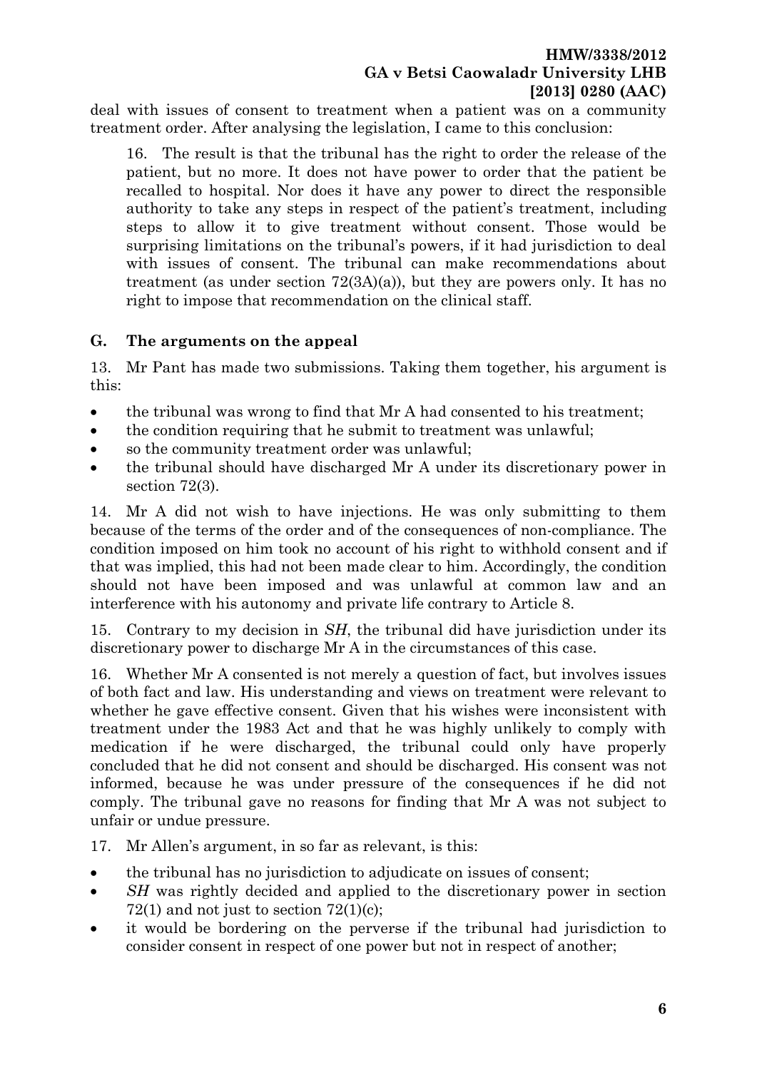deal with issues of consent to treatment when a patient was on a community treatment order. After analysing the legislation, I came to this conclusion:

> 16. The result is that the tribunal has the right to order the release of the patient, but no more. It does not have power to order that the patient be recalled to hospital. Nor does it have any power to direct the responsible authority to take any steps in respect of the patient's treatment, including steps to allow it to give treatment without consent. Those would be surprising limitations on the tribunal's powers, if it had jurisdiction to deal with issues of consent. The tribunal can make recommendations about treatment (as under section 72(3A)(a)), but they are powers only. It has no right to impose that recommendation on the clinical staff.

## G. The arguments on the appeal

13. Mr Pant has made two submissions. Taking them together, his argument is this:

- the tribunal was wrong to find that Mr A had consented to his treatment;
- the condition requiring that he submit to treatment was unlawful;
- so the community treatment order was unlawful;
- the tribunal should have discharged Mr A under its discretionary power in section 72(3).

14. Mr A did not wish to have injections. He was only submitting to them because of the terms of the order and of the consequences of non-compliance. The condition imposed on him took no account of his right to withhold consent and if that was implied, this had not been made clear to him. Accordingly, the condition should not have been imposed and was unlawful at common law and an interference with his autonomy and private life contrary to Article 8.

15. Contrary to my decision in *SH*, the tribunal did have jurisdiction under its discretionary power to discharge Mr A in the circumstances of this case.

16. Whether Mr A consented is not merely a question of fact, but involves issues of both fact and law. His understanding and views on treatment were relevant to whether he gave effective consent. Given that his wishes were inconsistent with treatment under the 1983 Act and that he was highly unlikely to comply with medication if he were discharged, the tribunal could only have properly concluded that he did not consent and should be discharged. His consent was not informed, because he was under pressure of the consequences if he did not comply. The tribunal gave no reasons for finding that Mr A was not subject to unfair or undue pressure.

17. Mr Allen's argument, in so far as relevant, is this:

- the tribunal has no jurisdiction to adjudicate on issues of consent;
- *SH* was rightly decided and applied to the discretionary power in section 72(1) and not just to section 72(1)(c);
- it would be bordering on the perverse if the tribunal had jurisdiction to consider consent in respect of one power but not in respect of another;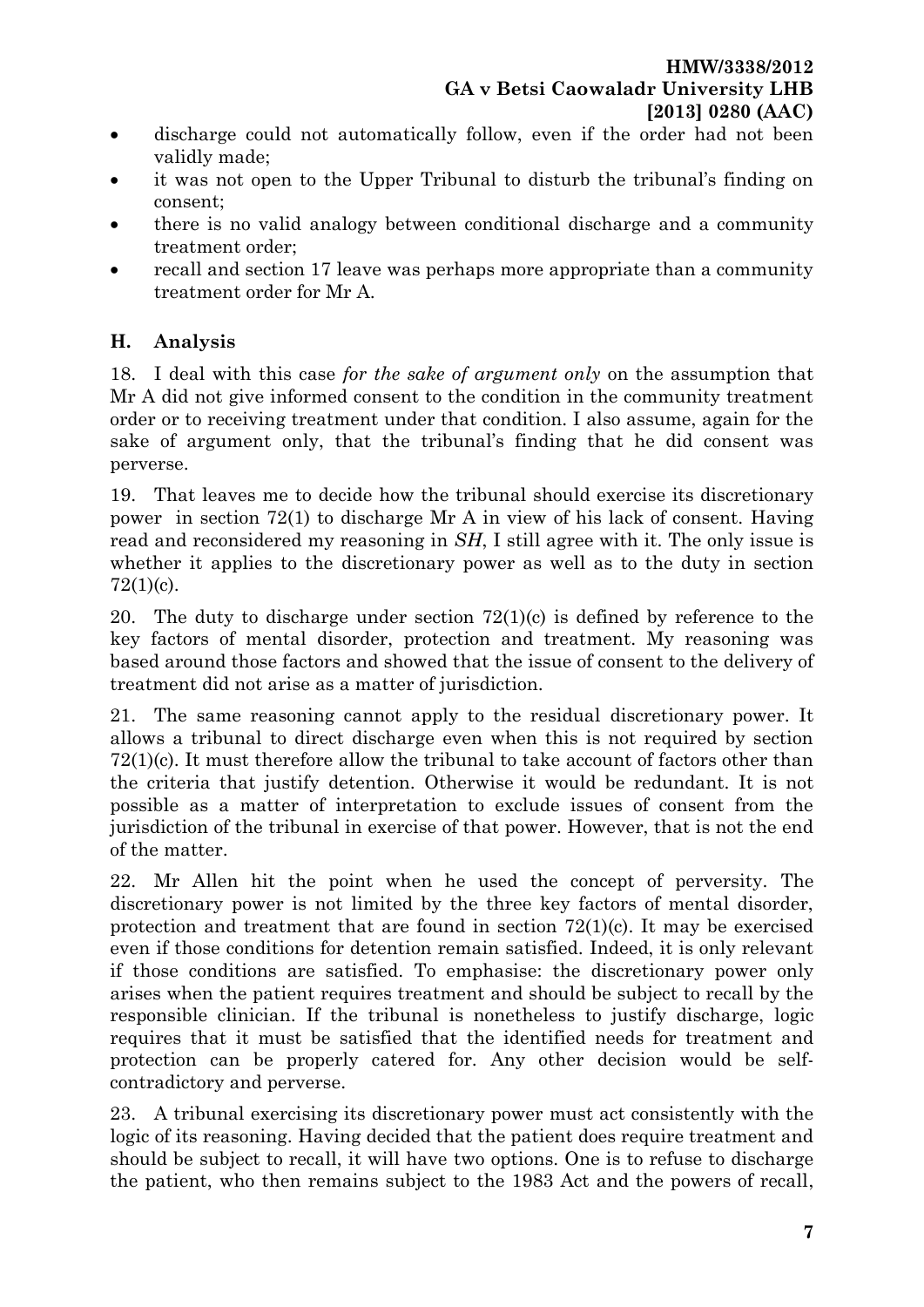- discharge could not automatically follow, even if the order had not been validly made;
- it was not open to the Upper Tribunal to disturb the tribunal's finding on consent;
- there is no valid analogy between conditional discharge and a community treatment order;
- recall and section 17 leave was perhaps more appropriate than a community treatment order for Mr A.

## H. Analysis

18. I deal with this case *for the sake of argument only* on the assumption that Mr A did not give informed consent to the condition in the community treatment order or to receiving treatment under that condition. I also assume, again for the sake of argument only, that the tribunal's finding that he did consent was perverse.

19. That leaves me to decide how the tribunal should exercise its discretionary power in section 72(1) to discharge Mr A in view of his lack of consent. Having read and reconsidered my reasoning in *SH*, I still agree with it. The only issue is whether it applies to the discretionary power as well as to the duty in section 72(1)(c).

20. The duty to discharge under section 72(1)(c) is defined by reference to the key factors of mental disorder, protection and treatment. My reasoning was based around those factors and showed that the issue of consent to the delivery of treatment did not arise as a matter of jurisdiction.

21. The same reasoning cannot apply to the residual discretionary power. It allows a tribunal to direct discharge even when this is not required by section 72(1)(c). It must therefore allow the tribunal to take account of factors other than the criteria that justify detention. Otherwise it would be redundant. It is not possible as a matter of interpretation to exclude issues of consent from the jurisdiction of the tribunal in exercise of that power. However, that is not the end of the matter.

22. Mr Allen hit the point when he used the concept of perversity. The discretionary power is not limited by the three key factors of mental disorder, protection and treatment that are found in section 72(1)(c). It may be exercised even if those conditions for detention remain satisfied. Indeed, it is only relevant if those conditions are satisfied. To emphasise: the discretionary power only arises when the patient requires treatment and should be subject to recall by the responsible clinician. If the tribunal is nonetheless to justify discharge, logic requires that it must be satisfied that the identified needs for treatment and protection can be properly catered for. Any other decision would be self-contradictory and perverse.

23. A tribunal exercising its discretionary power must act consistently with the logic of its reasoning. Having decided that the patient does require treatment and should be subject to recall, it will have two options. One is to refuse to discharge the patient, who then remains subject to the 1983 Act and the powers of recall,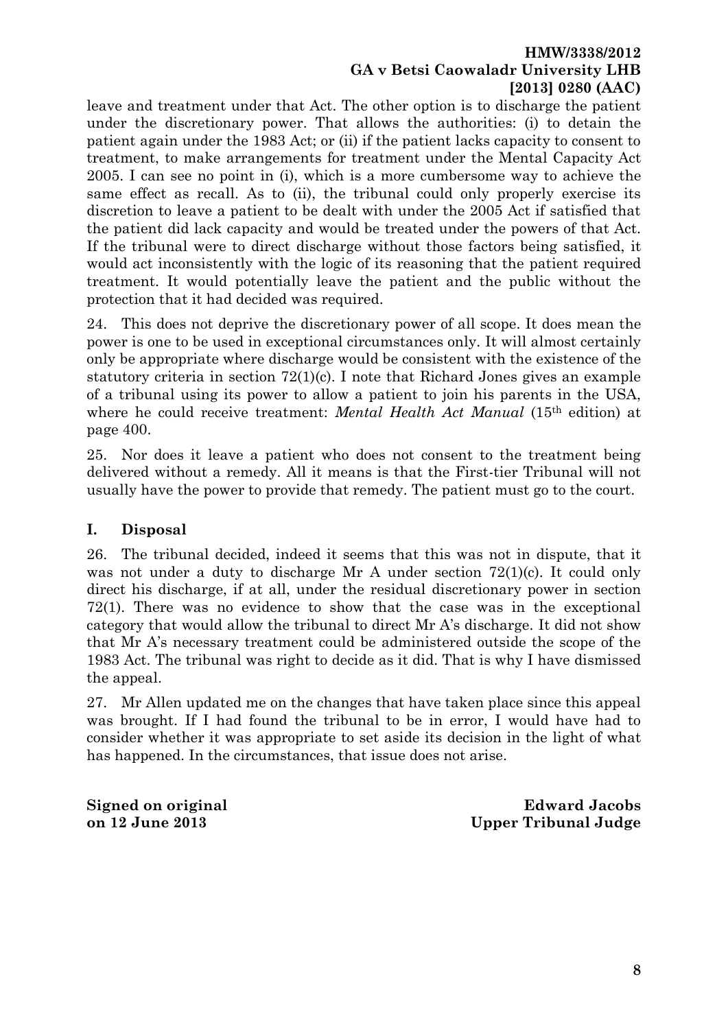leave and treatment under that Act. The other option is to discharge the patient under the discretionary power. That allows the authorities: (i) to detain the patient again under the 1983 Act; or (ii) if the patient lacks capacity to consent to treatment, to make arrangements for treatment under the Mental Capacity Act 2005. I can see no point in (i), which is a more cumbersome way to achieve the same effect as recall. As to (ii), the tribunal could only properly exercise its discretion to leave a patient to be dealt with under the 2005 Act if satisfied that the patient did lack capacity and would be treated under the powers of that Act. If the tribunal were to direct discharge without those factors being satisfied, it would act inconsistently with the logic of its reasoning that the patient required treatment. It would potentially leave the patient and the public without the protection that it had decided was required.

24. This does not deprive the discretionary power of all scope. It does mean the power is one to be used in exceptional circumstances only. It will almost certainly only be appropriate where discharge would be consistent with the existence of the statutory criteria in section 72(1)(c). I note that Richard Jones gives an example of a tribunal using its power to allow a patient to join his parents in the USA, where he could receive treatment: *Mental Health Act Manual* (15th edition) at page 400.

25. Nor does it leave a patient who does not consent to the treatment being delivered without a remedy. All it means is that the First-tier Tribunal will not usually have the power to provide that remedy. The patient must go to the court.

## I. Disposal

26. The tribunal decided, indeed it seems that this was not in dispute, that it was not under a duty to discharge Mr A under section 72(1)(c). It could only direct his discharge, if at all, under the residual discretionary power in section 72(1). There was no evidence to show that the case was in the exceptional category that would allow the tribunal to direct Mr A's discharge. It did not show that Mr A's necessary treatment could be administered outside the scope of the 1983 Act. The tribunal was right to decide as it did. That is why I have dismissed the appeal.

27. Mr Allen updated me on the changes that have taken place since this appeal was brought. If I had found the tribunal to be in error, I would have had to consider whether it was appropriate to set aside its decision in the light of what has happened. In the circumstances, that issue does not arise.

**Signed on original**
**on 12 June 2013**

**Edward Jacobs**
**Upper Tribunal Judge**